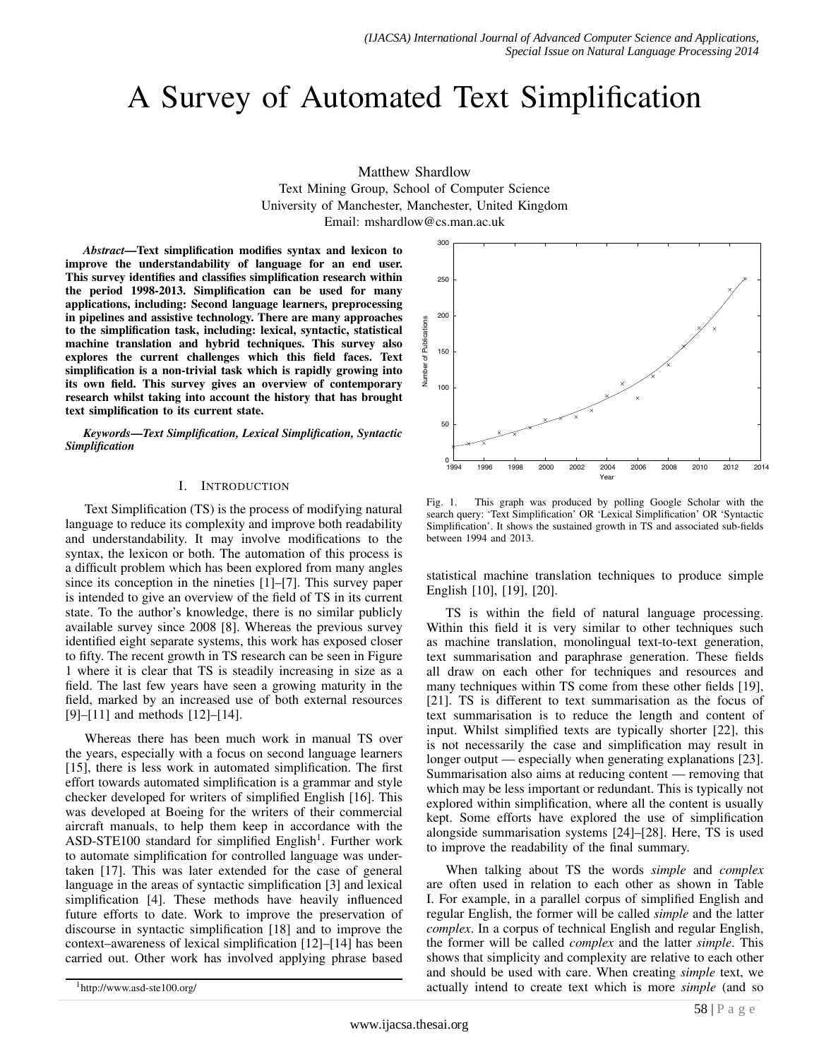# A Survey of Automated Text Simplification

Matthew Shardlow
Text Mining Group, School of Computer Science
University of Manchester, Manchester, United Kingdom
Email: mshardlow@cs.man.ac.uk

***Abstract*—Text simplification modifies syntax and lexicon to improve the understandability of language for an end user. This survey identifies and classifies simplification research within the period 1998-2013. Simplification can be used for many applications, including: Second language learners, preprocessing in pipelines and assistive technology. There are many approaches to the simplification task, including: lexical, syntactic, statistical machine translation and hybrid techniques. This survey also explores the current challenges which this field faces. Text simplification is a non-trivial task which is rapidly growing into its own field. This survey gives an overview of contemporary research whilst taking into account the history that has brought text simplification to its current state.**

***Keywords*—*Text Simplification, Lexical Simplification, Syntactic Simplification***

## I. INTRODUCTION

Text Simplification (TS) is the process of modifying natural language to reduce its complexity and improve both readability and understandability. It may involve modifications to the syntax, the lexicon or both. The automation of this process is a difficult problem which has been explored from many angles since its conception in the nineties [1]–[7]. This survey paper is intended to give an overview of the field of TS in its current state. To the author's knowledge, there is no similar publicly available survey since 2008 [8]. Whereas the previous survey identified eight separate systems, this work has exposed closer to fifty. The recent growth in TS research can be seen in Figure 1 where it is clear that TS is steadily increasing in size as a field. The last few years have seen a growing maturity in the field, marked by an increased use of both external resources [9]–[11] and methods [12]–[14].

Whereas there has been much work in manual TS over the years, especially with a focus on second language learners [15], there is less work in automated simplification. The first effort towards automated simplification is a grammar and style checker developed for writers of simplified English [16]. This was developed at Boeing for the writers of their commercial aircraft manuals, to help them keep in accordance with the ASD-STE100 standard for simplified English[1]. Further work to automate simplification for controlled language was undertaken [17]. This was later extended for the case of general language in the areas of syntactic simplification [3] and lexical simplification [4]. These methods have heavily influenced future efforts to date. Work to improve the preservation of discourse in syntactic simplification [18] and to improve the context–awareness of lexical simplification [12]–[14] has been carried out. Other work has involved applying phrase based statistical machine translation techniques to produce simple English [10], [19], [20].

[1]http://www.asd-ste100.org/

Fig. 1. This graph was produced by polling Google Scholar with the search query: 'Text Simplification' OR 'Lexical Simplification' OR 'Syntactic Simplification'. It shows the sustained growth in TS and associated sub-fields between 1994 and 2013.

TS is within the field of natural language processing. Within this field it is very similar to other techniques such as machine translation, monolingual text-to-text generation, text summarisation and paraphrase generation. These fields all draw on each other for techniques and resources and many techniques within TS come from these other fields [19], [21]. TS is different to text summarisation as the focus of text summarisation is to reduce the length and content of input. Whilst simplified texts are typically shorter [22], this is not necessarily the case and simplification may result in longer output — especially when generating explanations [23]. Summarisation also aims at reducing content — removing that which may be less important or redundant. This is typically not explored within simplification, where all the content is usually kept. Some efforts have explored the use of simplification alongside summarisation systems [24]–[28]. Here, TS is used to improve the readability of the final summary.

When talking about TS the words *simple* and *complex* are often used in relation to each other as shown in Table I. For example, in a parallel corpus of simplified English and regular English, the former will be called *simple* and the latter *complex*. In a corpus of technical English and regular English, the former will be called *complex* and the latter *simple*. This shows that simplicity and complexity are relative to each other and should be used with care. When creating *simple* text, we actually intend to create text which is more *simple* (and so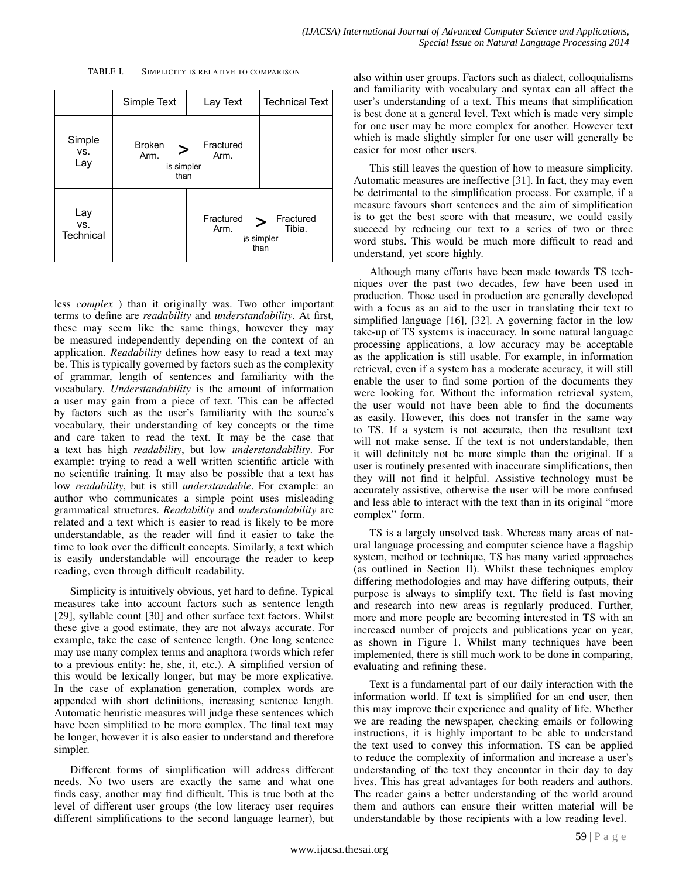TABLE I. SIMPLICITY IS RELATIVE TO COMPARISON

| | Simple Text | Lay Text | Technical Text |
|---|---|---|---|
| Simple vs. Lay | Broken Arm. > (is simpler than) | Fractured Arm. | |
| Lay vs. Technical | | Fractured Arm. > (is simpler than) | Fractured Tibia. |

less *complex* ) than it originally was. Two other important terms to define are *readability* and *understandability*. At first, these may seem like the same things, however they may be measured independently depending on the context of an application. *Readability* defines how easy to read a text may be. This is typically governed by factors such as the complexity of grammar, length of sentences and familiarity with the vocabulary. *Understandability* is the amount of information a user may gain from a piece of text. This can be affected by factors such as the user's familiarity with the source's vocabulary, their understanding of key concepts or the time and care taken to read the text. It may be the case that a text has high *readability*, but low *understandability*. For example: trying to read a well written scientific article with no scientific training. It may also be possible that a text has low *readability*, but is still *understandable*. For example: an author who communicates a simple point uses misleading grammatical structures. *Readability* and *understandability* are related and a text which is easier to read is likely to be more understandable, as the reader will find it easier to take the time to look over the difficult concepts. Similarly, a text which is easily understandable will encourage the reader to keep reading, even through difficult readability.

Simplicity is intuitively obvious, yet hard to define. Typical measures take into account factors such as sentence length [29], syllable count [30] and other surface text factors. Whilst these give a good estimate, they are not always accurate. For example, take the case of sentence length. One long sentence may use many complex terms and anaphora (words which refer to a previous entity: he, she, it, etc.). A simplified version of this would be lexically longer, but may be more explicative. In the case of explanation generation, complex words are appended with short definitions, increasing sentence length. Automatic heuristic measures will judge these sentences which have been simplified to be more complex. The final text may be longer, however it is also easier to understand and therefore simpler.

Different forms of simplification will address different needs. No two users are exactly the same and what one finds easy, another may find difficult. This is true both at the level of different user groups (the low literacy user requires different simplifications to the second language learner), but also within user groups. Factors such as dialect, colloquialisms and familiarity with vocabulary and syntax can all affect the user's understanding of a text. This means that simplification is best done at a general level. Text which is made very simple for one user may be more complex for another. However text which is made slightly simpler for one user will generally be easier for most other users.

This still leaves the question of how to measure simplicity. Automatic measures are ineffective [31]. In fact, they may even be detrimental to the simplification process. For example, if a measure favours short sentences and the aim of simplification is to get the best score with that measure, we could easily succeed by reducing our text to a series of two or three word stubs. This would be much more difficult to read and understand, yet score highly.

Although many efforts have been made towards TS techniques over the past two decades, few have been used in production. Those used in production are generally developed with a focus as an aid to the user in translating their text to simplified language [16], [32]. A governing factor in the low take-up of TS systems is inaccuracy. In some natural language processing applications, a low accuracy may be acceptable as the application is still usable. For example, in information retrieval, even if a system has a moderate accuracy, it will still enable the user to find some portion of the documents they were looking for. Without the information retrieval system, the user would not have been able to find the documents as easily. However, this does not transfer in the same way to TS. If a system is not accurate, then the resultant text will not make sense. If the text is not understandable, then it will definitely not be more simple than the original. If a user is routinely presented with inaccurate simplifications, then they will not find it helpful. Assistive technology must be accurately assistive, otherwise the user will be more confused and less able to interact with the text than in its original "more complex" form.

TS is a largely unsolved task. Whereas many areas of natural language processing and computer science have a flagship system, method or technique, TS has many varied approaches (as outlined in Section II). Whilst these techniques employ differing methodologies and may have differing outputs, their purpose is always to simplify text. The field is fast moving and research into new areas is regularly produced. Further, more and more people are becoming interested in TS with an increased number of projects and publications year on year, as shown in Figure 1. Whilst many techniques have been implemented, there is still much work to be done in comparing, evaluating and refining these.

Text is a fundamental part of our daily interaction with the information world. If text is simplified for an end user, then this may improve their experience and quality of life. Whether we are reading the newspaper, checking emails or following instructions, it is highly important to be able to understand the text used to convey this information. TS can be applied to reduce the complexity of information and increase a user's understanding of the text they encounter in their day to day lives. This has great advantages for both readers and authors. The reader gains a better understanding of the world around them and authors can ensure their written material will be understandable by those recipients with a low reading level.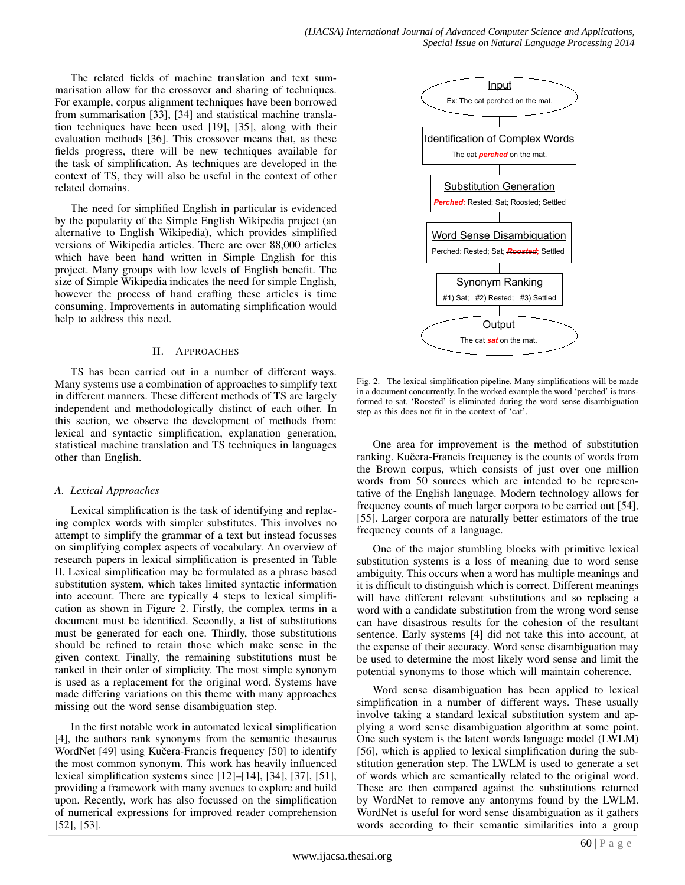The related fields of machine translation and text summarisation allow for the crossover and sharing of techniques. For example, corpus alignment techniques have been borrowed from summarisation [33], [34] and statistical machine translation techniques have been used [19], [35], along with their evaluation methods [36]. This crossover means that, as these fields progress, there will be new techniques available for the task of simplification. As techniques are developed in the context of TS, they will also be useful in the context of other related domains.

The need for simplified English in particular is evidenced by the popularity of the Simple English Wikipedia project (an alternative to English Wikipedia), which provides simplified versions of Wikipedia articles. There are over 88,000 articles which have been hand written in Simple English for this project. Many groups with low levels of English benefit. The size of Simple Wikipedia indicates the need for simple English, however the process of hand crafting these articles is time consuming. Improvements in automating simplification would help to address this need.

## II. Approaches

TS has been carried out in a number of different ways. Many systems use a combination of approaches to simplify text in different manners. These different methods of TS are largely independent and methodologically distinct of each other. In this section, we observe the development of methods from: lexical and syntactic simplification, explanation generation, statistical machine translation and TS techniques in languages other than English.

### A. Lexical Approaches

Lexical simplification is the task of identifying and replacing complex words with simpler substitutes. This involves no attempt to simplify the grammar of a text but instead focusses on simplifying complex aspects of vocabulary. An overview of research papers in lexical simplification is presented in Table II. Lexical simplification may be formulated as a phrase based substitution system, which takes limited syntactic information into account. There are typically 4 steps to lexical simplification as shown in Figure 2. Firstly, the complex terms in a document must be identified. Secondly, a list of substitutions must be generated for each one. Thirdly, those substitutions should be refined to retain those which make sense in the given context. Finally, the remaining substitutions must be ranked in their order of simplicity. The most simple synonym is used as a replacement for the original word. Systems have made differing variations on this theme with many approaches missing out the word sense disambiguation step.

In the first notable work in automated lexical simplification [4], the authors rank synonyms from the semantic thesaurus WordNet [49] using Kučera-Francis frequency [50] to identify the most common synonym. This work has heavily influenced lexical simplification systems since [12]–[14], [34], [37], [51], providing a framework with many avenues to explore and build upon. Recently, work has also focussed on the simplification of numerical expressions for improved reader comprehension [52], [53].

**Input**
Ex: The cat perched on the mat.

**Identification of Complex Words**
The cat ***perched*** on the mat.

**Substitution Generation**
***Perched:*** Rested; Sat; Roosted; Settled

**Word Sense Disambiguation**
Perched: Rested; Sat; ~~Roosted~~; Settled

**Synonym Ranking**
#1) Sat; #2) Rested; #3) Settled

**Output**
The cat ***sat*** on the mat.

Fig. 2. The lexical simplification pipeline. Many simplifications will be made in a document concurrently. In the worked example the word 'perched' is transformed to sat. 'Roosted' is eliminated during the word sense disambiguation step as this does not fit in the context of 'cat'.

One area for improvement is the method of substitution ranking. Kučera-Francis frequency is the counts of words from the Brown corpus, which consists of just over one million words from 50 sources which are intended to be representative of the English language. Modern technology allows for frequency counts of much larger corpora to be carried out [54], [55]. Larger corpora are naturally better estimators of the true frequency counts of a language.

One of the major stumbling blocks with primitive lexical substitution systems is a loss of meaning due to word sense ambiguity. This occurs when a word has multiple meanings and it is difficult to distinguish which is correct. Different meanings will have different relevant substitutions and so replacing a word with a candidate substitution from the wrong word sense can have disastrous results for the cohesion of the resultant sentence. Early systems [4] did not take this into account, at the expense of their accuracy. Word sense disambiguation may be used to determine the most likely word sense and limit the potential synonyms to those which will maintain coherence.

Word sense disambiguation has been applied to lexical simplification in a number of different ways. These usually involve taking a standard lexical substitution system and applying a word sense disambiguation algorithm at some point. One such system is the latent words language model (LWLM) [56], which is applied to lexical simplification during the substitution generation step. The LWLM is used to generate a set of words which are semantically related to the original word. These are then compared against the substitutions returned by WordNet to remove any antonyms found by the LWLM. WordNet is useful for word sense disambiguation as it gathers words according to their semantic similarities into a group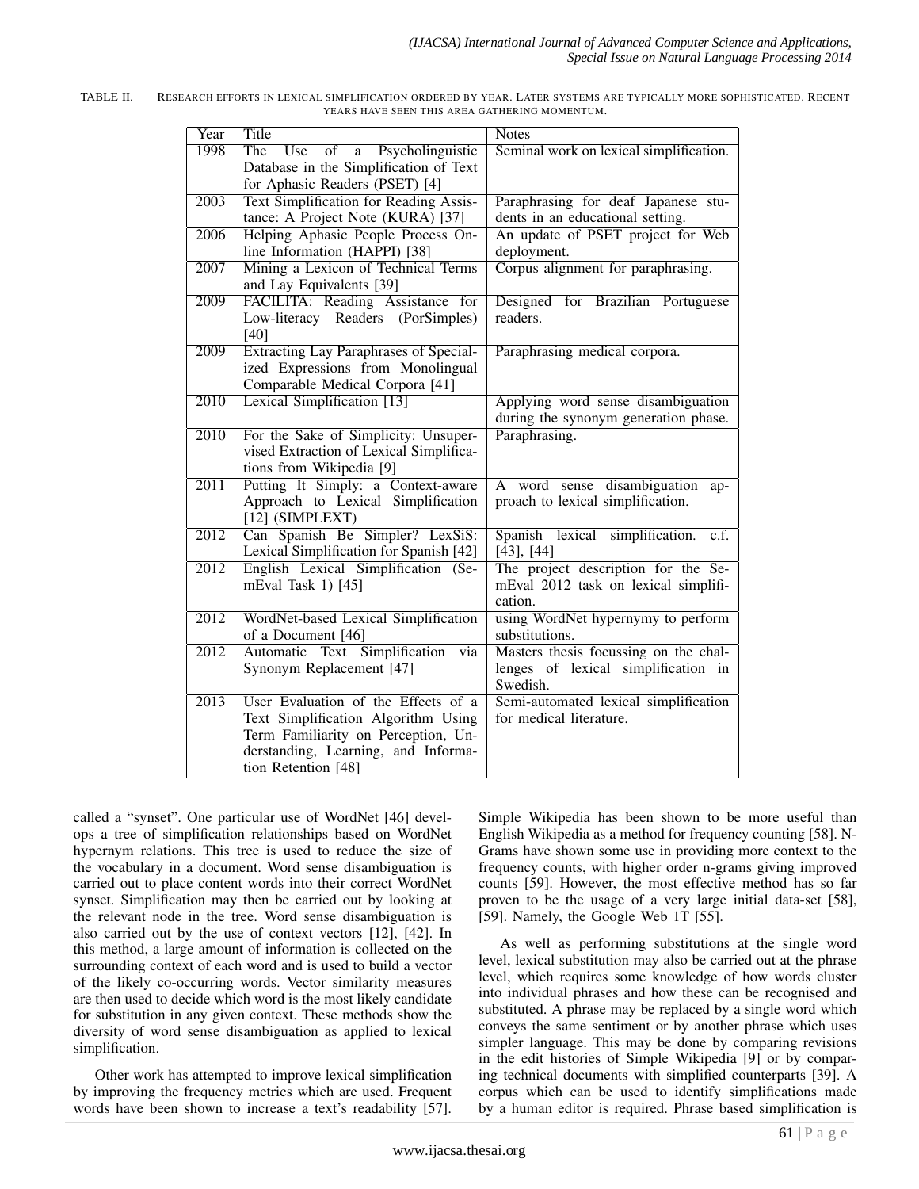TABLE II. Research efforts in lexical simplification ordered by year. Later systems are typically more sophisticated. Recent years have seen this area gathering momentum.

| Year | Title | Notes |
|---|---|---|
| 1998 | The Use of a Psycholinguistic Database in the Simplification of Text for Aphasic Readers (PSET) [4] | Seminal work on lexical simplification. |
| 2003 | Text Simplification for Reading Assistance: A Project Note (KURA) [37] | Paraphrasing for deaf Japanese students in an educational setting. |
| 2006 | Helping Aphasic People Process Online Information (HAPPI) [38] | An update of PSET project for Web deployment. |
| 2007 | Mining a Lexicon of Technical Terms and Lay Equivalents [39] | Corpus alignment for paraphrasing. |
| 2009 | FACILITA: Reading Assistance for Low-literacy Readers (PorSimples) [40] | Designed for Brazilian Portuguese readers. |
| 2009 | Extracting Lay Paraphrases of Specialized Expressions from Monolingual Comparable Medical Corpora [41] | Paraphrasing medical corpora. |
| 2010 | Lexical Simplification [13] | Applying word sense disambiguation during the synonym generation phase. |
| 2010 | For the Sake of Simplicity: Unsupervised Extraction of Lexical Simplifications from Wikipedia [9] | Paraphrasing. |
| 2011 | Putting It Simply: a Context-aware Approach to Lexical Simplification [12] (SIMPLEXT) | A word sense disambiguation approach to lexical simplification. |
| 2012 | Can Spanish Be Simpler? LexSiS: Lexical Simplification for Spanish [42] | Spanish lexical simplification. c.f. [43], [44] |
| 2012 | English Lexical Simplification (SemEval Task 1) [45] | The project description for the SemEval 2012 task on lexical simplification. |
| 2012 | WordNet-based Lexical Simplification of a Document [46] | using WordNet hypernymy to perform substitutions. |
| 2012 | Automatic Text Simplification via Synonym Replacement [47] | Masters thesis focussing on the challenges of lexical simplification in Swedish. |
| 2013 | User Evaluation of the Effects of a Text Simplification Algorithm Using Term Familiarity on Perception, Understanding, Learning, and Information Retention [48] | Semi-automated lexical simplification for medical literature. |

called a "synset". One particular use of WordNet [46] develops a tree of simplification relationships based on WordNet hypernym relations. This tree is used to reduce the size of the vocabulary in a document. Word sense disambiguation is carried out to place content words into their correct WordNet synset. Simplification may then be carried out by looking at the relevant node in the tree. Word sense disambiguation is also carried out by the use of context vectors [12], [42]. In this method, a large amount of information is collected on the surrounding context of each word and is used to build a vector of the likely co-occurring words. Vector similarity measures are then used to decide which word is the most likely candidate for substitution in any given context. These methods show the diversity of word sense disambiguation as applied to lexical simplification.

Other work has attempted to improve lexical simplification by improving the frequency metrics which are used. Frequent words have been shown to increase a text's readability [57]. Simple Wikipedia has been shown to be more useful than English Wikipedia as a method for frequency counting [58]. N-Grams have shown some use in providing more context to the frequency counts, with higher order n-grams giving improved counts [59]. However, the most effective method has so far proven to be the usage of a very large initial data-set [58], [59]. Namely, the Google Web 1T [55].

As well as performing substitutions at the single word level, lexical substitution may also be carried out at the phrase level, which requires some knowledge of how words cluster into individual phrases and how these can be recognised and substituted. A phrase may be replaced by a single word which conveys the same sentiment or by another phrase which uses simpler language. This may be done by comparing revisions in the edit histories of Simple Wikipedia [9] or by comparing technical documents with simplified counterparts [39]. A corpus which can be used to identify simplifications made by a human editor is required. Phrase based simplification is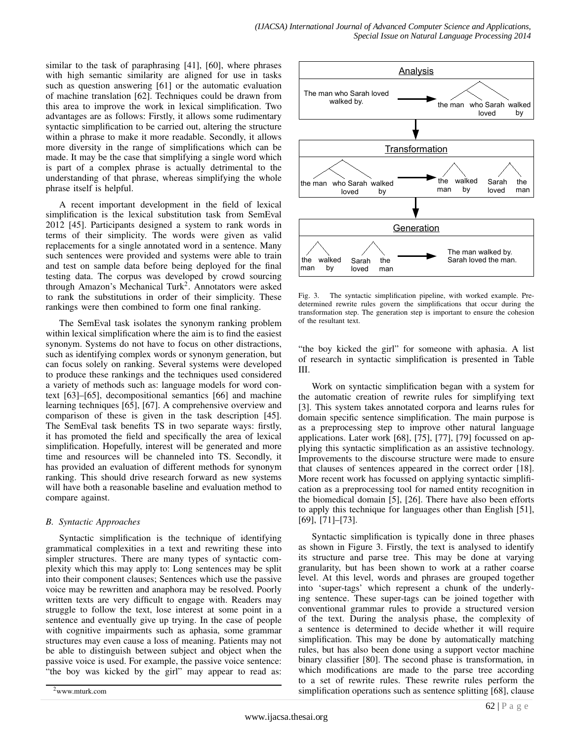similar to the task of paraphrasing [41], [60], where phrases with high semantic similarity are aligned for use in tasks such as question answering [61] or the automatic evaluation of machine translation [62]. Techniques could be drawn from this area to improve the work in lexical simplification. Two advantages are as follows: Firstly, it allows some rudimentary syntactic simplification to be carried out, altering the structure within a phrase to make it more readable. Secondly, it allows more diversity in the range of simplifications which can be made. It may be the case that simplifying a single word which is part of a complex phrase is actually detrimental to the understanding of that phrase, whereas simplifying the whole phrase itself is helpful.

A recent important development in the field of lexical simplification is the lexical substitution task from SemEval 2012 [45]. Participants designed a system to rank words in terms of their simplicity. The words were given as valid replacements for a single annotated word in a sentence. Many such sentences were provided and systems were able to train and test on sample data before being deployed for the final testing data. The corpus was developed by crowd sourcing through Amazon's Mechanical Turk[2]. Annotators were asked to rank the substitutions in order of their simplicity. These rankings were then combined to form one final ranking.

The SemEval task isolates the synonym ranking problem within lexical simplification where the aim is to find the easiest synonym. Systems do not have to focus on other distractions, such as identifying complex words or synonym generation, but can focus solely on ranking. Several systems were developed to produce these rankings and the techniques used considered a variety of methods such as: language models for word context [63]–[65], decompositional semantics [66] and machine learning techniques [65], [67]. A comprehensive overview and comparison of these is given in the task description [45]. The SemEval task benefits TS in two separate ways: firstly, it has promoted the field and specifically the area of lexical simplification. Hopefully, interest will be generated and more time and resources will be channeled into TS. Secondly, it has provided an evaluation of different methods for synonym ranking. This should drive research forward as new systems will have both a reasonable baseline and evaluation method to compare against.

### *B. Syntactic Approaches*

Syntactic simplification is the technique of identifying grammatical complexities in a text and rewriting these into simpler structures. There are many types of syntactic complexity which this may apply to: Long sentences may be split into their component clauses; Sentences which use the passive voice may be rewritten and anaphora may be resolved. Poorly written texts are very difficult to engage with. Readers may struggle to follow the text, lose interest at some point in a sentence and eventually give up trying. In the case of people with cognitive impairments such as aphasia, some grammar structures may even cause a loss of meaning. Patients may not be able to distinguish between subject and object when the passive voice is used. For example, the passive voice sentence: "the boy was kicked by the girl" may appear to read as: "the boy kicked the girl" for someone with aphasia. A list of research in syntactic simplification is presented in Table III.

[2] www.mturk.com

Analysis: The man who Sarah loved walked by. → the man | who Sarah loved | walked by

Transformation: the man | who Sarah loved | walked by → the man walked by | Sarah loved the man

Generation: the man walked by | Sarah loved the man → The man walked by. Sarah loved the man.

Fig. 3. The syntactic simplification pipeline, with worked example. Predetermined rewrite rules govern the simplifications that occur during the transformation step. The generation step is important to ensure the cohesion of the resultant text.

Work on syntactic simplification began with a system for the automatic creation of rewrite rules for simplifying text [3]. This system takes annotated corpora and learns rules for domain specific sentence simplification. The main purpose is as a preprocessing step to improve other natural language applications. Later work [68], [75], [77], [79] focussed on applying this syntactic simplification as an assistive technology. Improvements to the discourse structure were made to ensure that clauses of sentences appeared in the correct order [18]. More recent work has focussed on applying syntactic simplification as a preprocessing tool for named entity recognition in the biomedical domain [5], [26]. There have also been efforts to apply this technique for languages other than English [51], [69], [71]–[73].

Syntactic simplification is typically done in three phases as shown in Figure 3. Firstly, the text is analysed to identify its structure and parse tree. This may be done at varying granularity, but has been shown to work at a rather coarse level. At this level, words and phrases are grouped together into 'super-tags' which represent a chunk of the underlying sentence. These super-tags can be joined together with conventional grammar rules to provide a structured version of the text. During the analysis phase, the complexity of a sentence is determined to decide whether it will require simplification. This may be done by automatically matching rules, but has also been done using a support vector machine binary classifier [80]. The second phase is transformation, in which modifications are made to the parse tree according to a set of rewrite rules. These rewrite rules perform the simplification operations such as sentence splitting [68], clause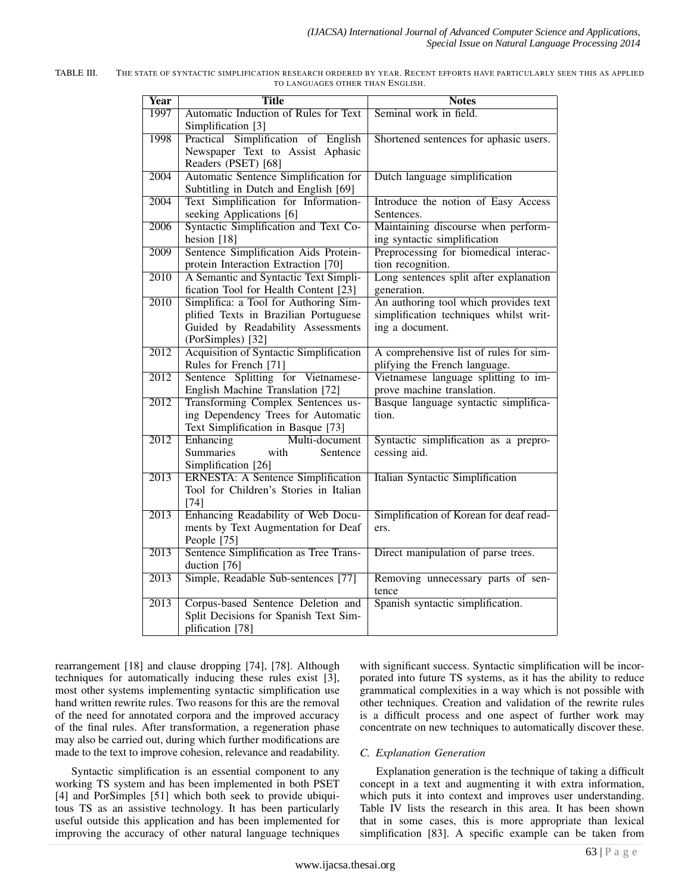TABLE III. THE STATE OF SYNTACTIC SIMPLIFICATION RESEARCH ORDERED BY YEAR. RECENT EFFORTS HAVE PARTICULARLY SEEN THIS AS APPLIED TO LANGUAGES OTHER THAN ENGLISH.

| Year | Title | Notes |
|---|---|---|
| 1997 | Automatic Induction of Rules for Text Simplification [3] | Seminal work in field. |
| 1998 | Practical Simplification of English Newspaper Text to Assist Aphasic Readers (PSET) [68] | Shortened sentences for aphasic users. |
| 2004 | Automatic Sentence Simplification for Subtitling in Dutch and English [69] | Dutch language simplification |
| 2004 | Text Simplification for Information-seeking Applications [6] | Introduce the notion of Easy Access Sentences. |
| 2006 | Syntactic Simplification and Text Cohesion [18] | Maintaining discourse when performing syntactic simplification |
| 2009 | Sentence Simplification Aids Protein-protein Interaction Extraction [70] | Preprocessing for biomedical interaction recognition. |
| 2010 | A Semantic and Syntactic Text Simplification Tool for Health Content [23] | Long sentences split after explanation generation. |
| 2010 | Simplifica: a Tool for Authoring Simplified Texts in Brazilian Portuguese Guided by Readability Assessments (PorSimples) [32] | An authoring tool which provides text simplification techniques whilst writing a document. |
| 2012 | Acquisition of Syntactic Simplification Rules for French [71] | A comprehensive list of rules for simplifying the French language. |
| 2012 | Sentence Splitting for Vietnamese-English Machine Translation [72] | Vietnamese language splitting to improve machine translation. |
| 2012 | Transforming Complex Sentences using Dependency Trees for Automatic Text Simplification in Basque [73] | Basque language syntactic simplification. |
| 2012 | Enhancing Multi-document Summaries with Sentence Simplification [26] | Syntactic simplification as a preprocessing aid. |
| 2013 | ERNESTA: A Sentence Simplification Tool for Children's Stories in Italian [74] | Italian Syntactic Simplification |
| 2013 | Enhancing Readability of Web Documents by Text Augmentation for Deaf People [75] | Simplification of Korean for deaf readers. |
| 2013 | Sentence Simplification as Tree Transduction [76] | Direct manipulation of parse trees. |
| 2013 | Simple, Readable Sub-sentences [77] | Removing unnecessary parts of sentence |
| 2013 | Corpus-based Sentence Deletion and Split Decisions for Spanish Text Simplification [78] | Spanish syntactic simplification. |

rearrangement [18] and clause dropping [74], [78]. Although techniques for automatically inducing these rules exist [3], most other systems implementing syntactic simplification use hand written rewrite rules. Two reasons for this are the removal of the need for annotated corpora and the improved accuracy of the final rules. After transformation, a regeneration phase may also be carried out, during which further modifications are made to the text to improve cohesion, relevance and readability.

Syntactic simplification is an essential component to any working TS system and has been implemented in both PSET [4] and PorSimples [51] which both seek to provide ubiquitous TS as an assistive technology. It has been particularly useful outside this application and has been implemented for improving the accuracy of other natural language techniques with significant success. Syntactic simplification will be incorporated into future TS systems, as it has the ability to reduce grammatical complexities in a way which is not possible with other techniques. Creation and validation of the rewrite rules is a difficult process and one aspect of further work may concentrate on new techniques to automatically discover these.

### *C. Explanation Generation*

Explanation generation is the technique of taking a difficult concept in a text and augmenting it with extra information, which puts it into context and improves user understanding. Table IV lists the research in this area. It has been shown that in some cases, this is more appropriate than lexical simplification [83]. A specific example can be taken from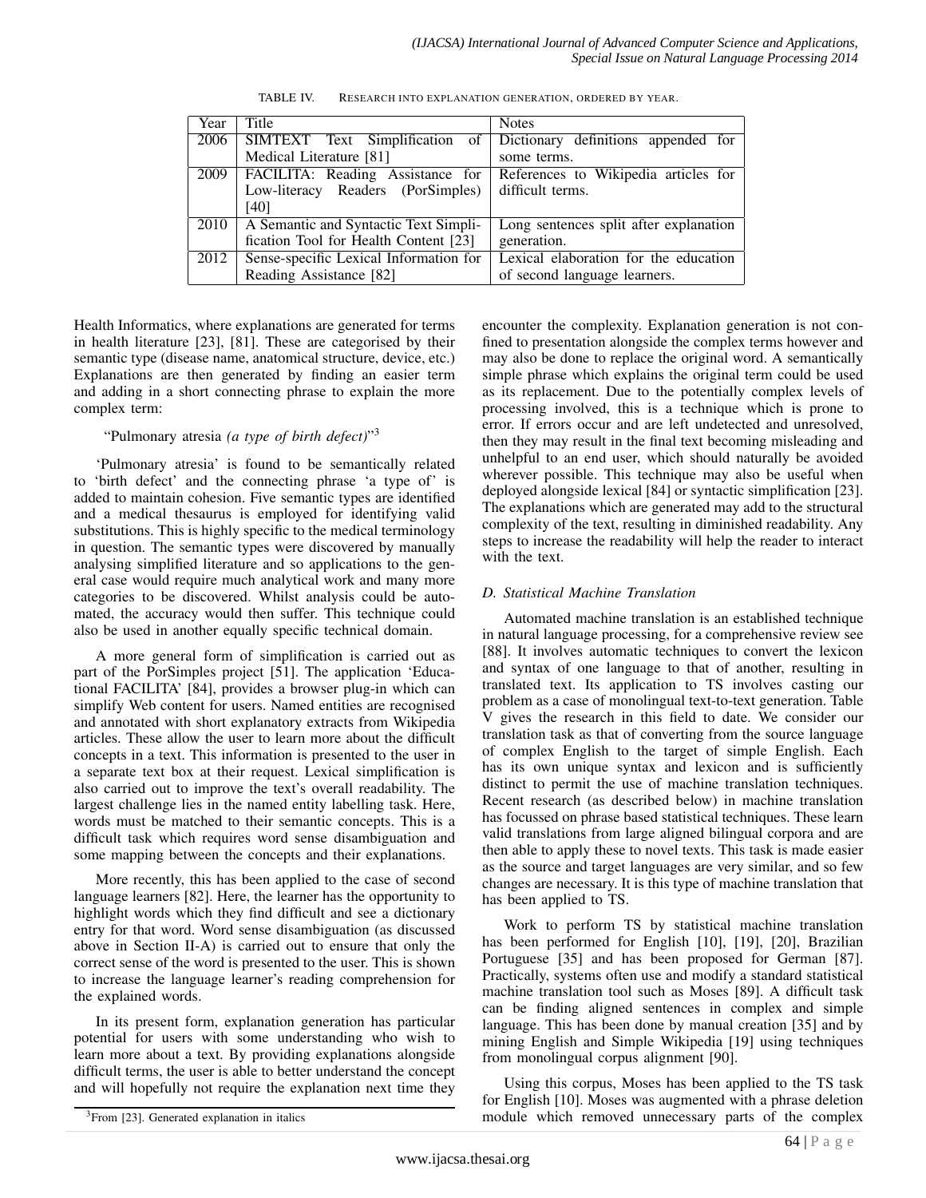TABLE IV. RESEARCH INTO EXPLANATION GENERATION, ORDERED BY YEAR.

| Year | Title | Notes |
| --- | --- | --- |
| 2006 | SIMTEXT Text Simplification of Medical Literature [81] | Dictionary definitions appended for some terms. |
| 2009 | FACILITA: Reading Assistance for Low-literacy Readers (PorSimples) [40] | References to Wikipedia articles for difficult terms. |
| 2010 | A Semantic and Syntactic Text Simplification Tool for Health Content [23] | Long sentences split after explanation generation. |
| 2012 | Sense-specific Lexical Information for Reading Assistance [82] | Lexical elaboration for the education of second language learners. |

Health Informatics, where explanations are generated for terms in health literature [23], [81]. These are categorised by their semantic type (disease name, anatomical structure, device, etc.) Explanations are then generated by finding an easier term and adding in a short connecting phrase to explain the more complex term:

"Pulmonary atresia *(a type of birth defect)*"[3]

'Pulmonary atresia' is found to be semantically related to 'birth defect' and the connecting phrase 'a type of' is added to maintain cohesion. Five semantic types are identified and a medical thesaurus is employed for identifying valid substitutions. This is highly specific to the medical terminology in question. The semantic types were discovered by manually analysing simplified literature and so applications to the general case would require much analytical work and many more categories to be discovered. Whilst analysis could be automated, the accuracy would then suffer. This technique could also be used in another equally specific technical domain.

A more general form of simplification is carried out as part of the PorSimples project [51]. The application 'Educational FACILITA' [84], provides a browser plug-in which can simplify Web content for users. Named entities are recognised and annotated with short explanatory extracts from Wikipedia articles. These allow the user to learn more about the difficult concepts in a text. This information is presented to the user in a separate text box at their request. Lexical simplification is also carried out to improve the text's overall readability. The largest challenge lies in the named entity labelling task. Here, words must be matched to their semantic concepts. This is a difficult task which requires word sense disambiguation and some mapping between the concepts and their explanations.

More recently, this has been applied to the case of second language learners [82]. Here, the learner has the opportunity to highlight words which they find difficult and see a dictionary entry for that word. Word sense disambiguation (as discussed above in Section II-A) is carried out to ensure that only the correct sense of the word is presented to the user. This is shown to increase the language learner's reading comprehension for the explained words.

In its present form, explanation generation has particular potential for users with some understanding who wish to learn more about a text. By providing explanations alongside difficult terms, the user is able to better understand the concept and will hopefully not require the explanation next time they encounter the complexity. Explanation generation is not confined to presentation alongside the complex terms however and may also be done to replace the original word. A semantically simple phrase which explains the original term could be used as its replacement. Due to the potentially complex levels of processing involved, this is a technique which is prone to error. If errors occur and are left undetected and unresolved, then they may result in the final text becoming misleading and unhelpful to an end user, which should naturally be avoided wherever possible. This technique may also be useful when deployed alongside lexical [84] or syntactic simplification [23]. The explanations which are generated may add to the structural complexity of the text, resulting in diminished readability. Any steps to increase the readability will help the reader to interact with the text.

### D. Statistical Machine Translation

Automated machine translation is an established technique in natural language processing, for a comprehensive review see [88]. It involves automatic techniques to convert the lexicon and syntax of one language to that of another, resulting in translated text. Its application to TS involves casting our problem as a case of monolingual text-to-text generation. Table V gives the research in this field to date. We consider our translation task as that of converting from the source language of complex English to the target of simple English. Each has its own unique syntax and lexicon and is sufficiently distinct to permit the use of machine translation techniques. Recent research (as described below) in machine translation has focussed on phrase based statistical techniques. These learn valid translations from large aligned bilingual corpora and are then able to apply these to novel texts. This task is made easier as the source and target languages are very similar, and so few changes are necessary. It is this type of machine translation that has been applied to TS.

Work to perform TS by statistical machine translation has been performed for English [10], [19], [20], Brazilian Portuguese [35] and has been proposed for German [87]. Practically, systems often use and modify a standard statistical machine translation tool such as Moses [89]. A difficult task can be finding aligned sentences in complex and simple language. This has been done by manual creation [35] and by mining English and Simple Wikipedia [19] using techniques from monolingual corpus alignment [90].

Using this corpus, Moses has been applied to the TS task for English [10]. Moses was augmented with a phrase deletion module which removed unnecessary parts of the complex

[3]From [23]. Generated explanation in italics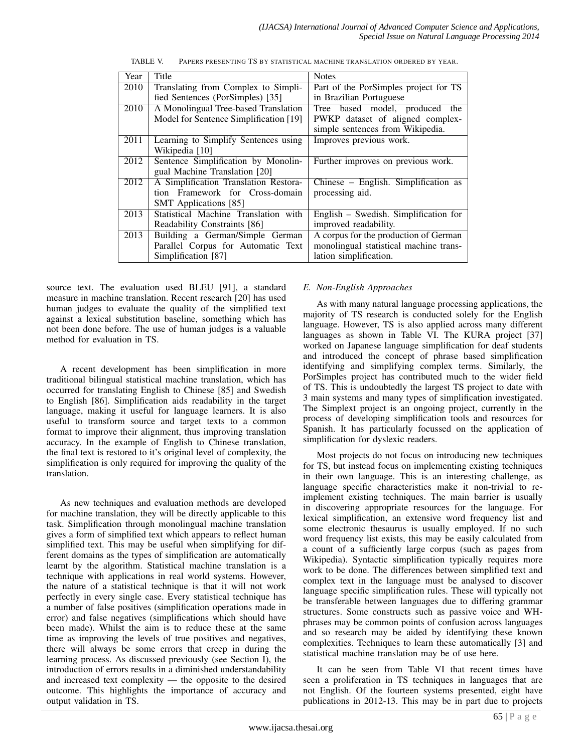TABLE V. Papers presenting TS by statistical machine translation ordered by year.

| Year | Title | Notes |
|---|---|---|
| 2010 | Translating from Complex to Simplified Sentences (PorSimples) [35] | Part of the PorSimples project for TS in Brazilian Portuguese |
| 2010 | A Monolingual Tree-based Translation Model for Sentence Simplification [19] | Tree based model, produced the PWKP dataset of aligned complex-simple sentences from Wikipedia. |
| 2011 | Learning to Simplify Sentences using Wikipedia [10] | Improves previous work. |
| 2012 | Sentence Simplification by Monolingual Machine Translation [20] | Further improves on previous work. |
| 2012 | A Simplification Translation Restoration Framework for Cross-domain SMT Applications [85] | Chinese – English. Simplification as processing aid. |
| 2013 | Statistical Machine Translation with Readability Constraints [86] | English – Swedish. Simplification for improved readability. |
| 2013 | Building a German/Simple German Parallel Corpus for Automatic Text Simplification [87] | A corpus for the production of German monolingual statistical machine translation simplification. |

source text. The evaluation used BLEU [91], a standard measure in machine translation. Recent research [20] has used human judges to evaluate the quality of the simplified text against a lexical substitution baseline, something which has not been done before. The use of human judges is a valuable method for evaluation in TS.

A recent development has been simplification in more traditional bilingual statistical machine translation, which has occurred for translating English to Chinese [85] and Swedish to English [86]. Simplification aids readability in the target language, making it useful for language learners. It is also useful to transform source and target texts to a common format to improve their alignment, thus improving translation accuracy. In the example of English to Chinese translation, the final text is restored to it's original level of complexity, the simplification is only required for improving the quality of the translation.

As new techniques and evaluation methods are developed for machine translation, they will be directly applicable to this task. Simplification through monolingual machine translation gives a form of simplified text which appears to reflect human simplified text. This may be useful when simplifying for different domains as the types of simplification are automatically learnt by the algorithm. Statistical machine translation is a technique with applications in real world systems. However, the nature of a statistical technique is that it will not work perfectly in every single case. Every statistical technique has a number of false positives (simplification operations made in error) and false negatives (simplifications which should have been made). Whilst the aim is to reduce these at the same time as improving the levels of true positives and negatives, there will always be some errors that creep in during the learning process. As discussed previously (see Section I), the introduction of errors results in a diminished understandability and increased text complexity — the opposite to the desired outcome. This highlights the importance of accuracy and output validation in TS.

### *E. Non-English Approaches*

As with many natural language processing applications, the majority of TS research is conducted solely for the English language. However, TS is also applied across many different languages as shown in Table VI. The KURA project [37] worked on Japanese language simplification for deaf students and introduced the concept of phrase based simplification identifying and simplifying complex terms. Similarly, the PorSimples project has contributed much to the wider field of TS. This is undoubtedly the largest TS project to date with 3 main systems and many types of simplification investigated. The Simplext project is an ongoing project, currently in the process of developing simplification tools and resources for Spanish. It has particularly focussed on the application of simplification for dyslexic readers.

Most projects do not focus on introducing new techniques for TS, but instead focus on implementing existing techniques in their own language. This is an interesting challenge, as language specific characteristics make it non-trivial to re-implement existing techniques. The main barrier is usually in discovering appropriate resources for the language. For lexical simplification, an extensive word frequency list and some electronic thesaurus is usually employed. If no such word frequency list exists, this may be easily calculated from a count of a sufficiently large corpus (such as pages from Wikipedia). Syntactic simplification typically requires more work to be done. The differences between simplified text and complex text in the language must be analysed to discover language specific simplification rules. These will typically not be transferable between languages due to differing grammar structures. Some constructs such as passive voice and WH-phrases may be common points of confusion across languages and so research may be aided by identifying these known complexities. Techniques to learn these automatically [3] and statistical machine translation may be of use here.

It can be seen from Table VI that recent times have seen a proliferation in TS techniques in languages that are not English. Of the fourteen systems presented, eight have publications in 2012-13. This may be in part due to projects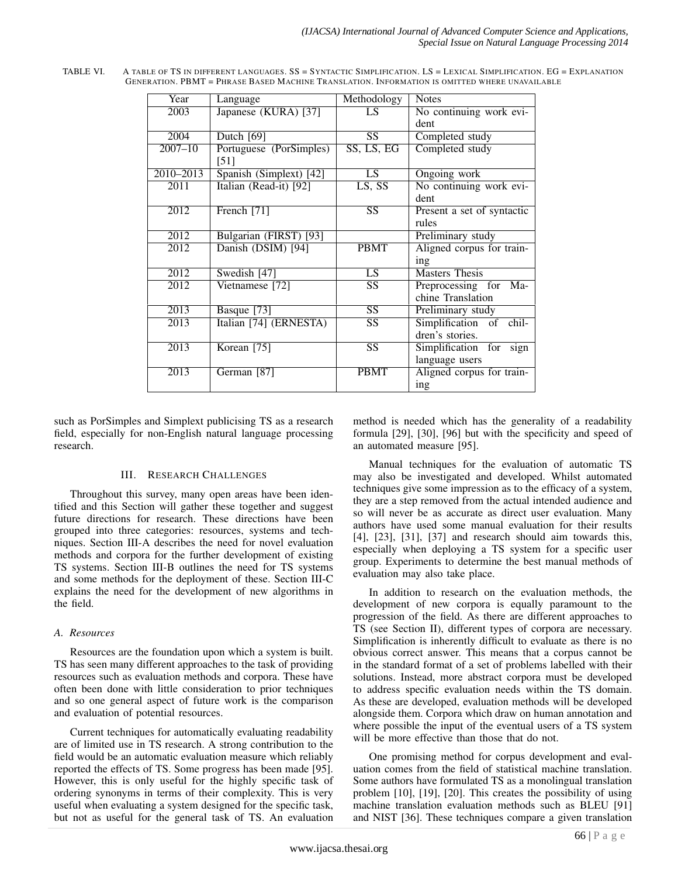TABLE VI. A TABLE OF TS IN DIFFERENT LANGUAGES. SS = SYNTACTIC SIMPLIFICATION. LS = LEXICAL SIMPLIFICATION. EG = EXPLANATION GENERATION. PBMT = PHRASE BASED MACHINE TRANSLATION. INFORMATION IS OMITTED WHERE UNAVAILABLE

| Year | Language | Methodology | Notes |
|---|---|---|---|
| 2003 | Japanese (KURA) [37] | LS | No continuing work evident |
| 2004 | Dutch [69] | SS | Completed study |
| 2007–10 | Portuguese (PorSimples) [51] | SS, LS, EG | Completed study |
| 2010–2013 | Spanish (Simplext) [42] | LS | Ongoing work |
| 2011 | Italian (Read-it) [92] | LS, SS | No continuing work evident |
| 2012 | French [71] | SS | Present a set of syntactic rules |
| 2012 | Bulgarian (FIRST) [93] | | Preliminary study |
| 2012 | Danish (DSIM) [94] | PBMT | Aligned corpus for training |
| 2012 | Swedish [47] | LS | Masters Thesis |
| 2012 | Vietnamese [72] | SS | Preprocessing for Machine Translation |
| 2013 | Basque [73] | SS | Preliminary study |
| 2013 | Italian [74] (ERNESTA) | SS | Simplification of children's stories. |
| 2013 | Korean [75] | SS | Simplification for sign language users |
| 2013 | German [87] | PBMT | Aligned corpus for training |

such as PorSimples and Simplext publicising TS as a research field, especially for non-English natural language processing research.

## III. RESEARCH CHALLENGES

Throughout this survey, many open areas have been identified and this Section will gather these together and suggest future directions for research. These directions have been grouped into three categories: resources, systems and techniques. Section III-A describes the need for novel evaluation methods and corpora for the further development of existing TS systems. Section III-B outlines the need for TS systems and some methods for the deployment of these. Section III-C explains the need for the development of new algorithms in the field.

### *A. Resources*

Resources are the foundation upon which a system is built. TS has seen many different approaches to the task of providing resources such as evaluation methods and corpora. These have often been done with little consideration to prior techniques and so one general aspect of future work is the comparison and evaluation of potential resources.

Current techniques for automatically evaluating readability are of limited use in TS research. A strong contribution to the field would be an automatic evaluation measure which reliably reported the effects of TS. Some progress has been made [95]. However, this is only useful for the highly specific task of ordering synonyms in terms of their complexity. This is very useful when evaluating a system designed for the specific task, but not as useful for the general task of TS. An evaluation method is needed which has the generality of a readability formula [29], [30], [96] but with the specificity and speed of an automated measure [95].

Manual techniques for the evaluation of automatic TS may also be investigated and developed. Whilst automated techniques give some impression as to the efficacy of a system, they are a step removed from the actual intended audience and so will never be as accurate as direct user evaluation. Many authors have used some manual evaluation for their results [4], [23], [31], [37] and research should aim towards this, especially when deploying a TS system for a specific user group. Experiments to determine the best manual methods of evaluation may also take place.

In addition to research on the evaluation methods, the development of new corpora is equally paramount to the progression of the field. As there are different approaches to TS (see Section II), different types of corpora are necessary. Simplification is inherently difficult to evaluate as there is no obvious correct answer. This means that a corpus cannot be in the standard format of a set of problems labelled with their solutions. Instead, more abstract corpora must be developed to address specific evaluation needs within the TS domain. As these are developed, evaluation methods will be developed alongside them. Corpora which draw on human annotation and where possible the input of the eventual users of a TS system will be more effective than those that do not.

One promising method for corpus development and evaluation comes from the field of statistical machine translation. Some authors have formulated TS as a monolingual translation problem [10], [19], [20]. This creates the possibility of using machine translation evaluation methods such as BLEU [91] and NIST [36]. These techniques compare a given translation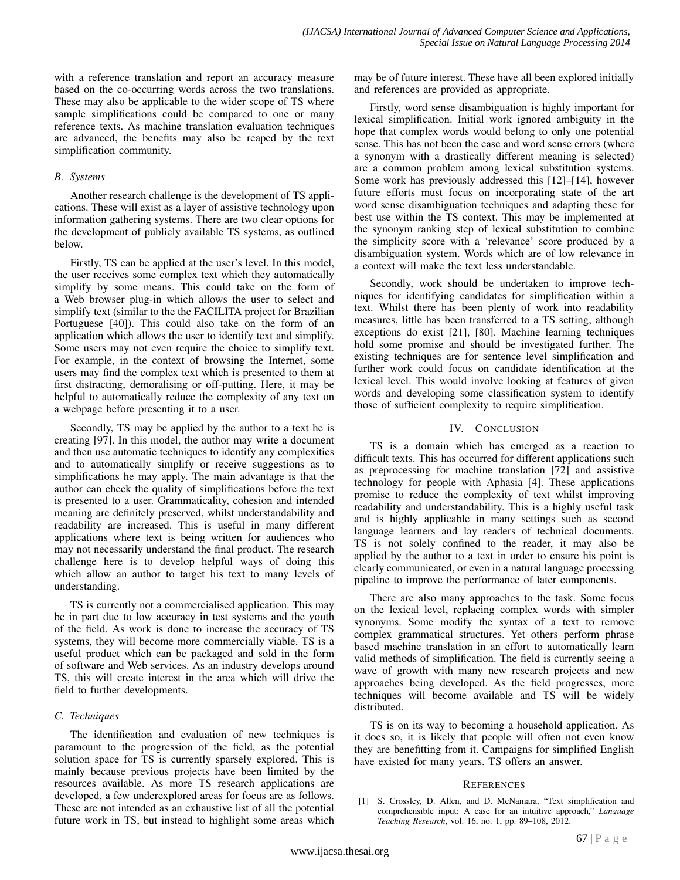with a reference translation and report an accuracy measure based on the co-occurring words across the two translations. These may also be applicable to the wider scope of TS where sample simplifications could be compared to one or many reference texts. As machine translation evaluation techniques are advanced, the benefits may also be reaped by the text simplification community.

### *B. Systems*

Another research challenge is the development of TS applications. These will exist as a layer of assistive technology upon information gathering systems. There are two clear options for the development of publicly available TS systems, as outlined below.

Firstly, TS can be applied at the user's level. In this model, the user receives some complex text which they automatically simplify by some means. This could take on the form of a Web browser plug-in which allows the user to select and simplify text (similar to the the FACILITA project for Brazilian Portuguese [40]). This could also take on the form of an application which allows the user to identify text and simplify. Some users may not even require the choice to simplify text. For example, in the context of browsing the Internet, some users may find the complex text which is presented to them at first distracting, demoralising or off-putting. Here, it may be helpful to automatically reduce the complexity of any text on a webpage before presenting it to a user.

Secondly, TS may be applied by the author to a text he is creating [97]. In this model, the author may write a document and then use automatic techniques to identify any complexities and to automatically simplify or receive suggestions as to simplifications he may apply. The main advantage is that the author can check the quality of simplifications before the text is presented to a user. Grammaticality, cohesion and intended meaning are definitely preserved, whilst understandability and readability are increased. This is useful in many different applications where text is being written for audiences who may not necessarily understand the final product. The research challenge here is to develop helpful ways of doing this which allow an author to target his text to many levels of understanding.

TS is currently not a commercialised application. This may be in part due to low accuracy in test systems and the youth of the field. As work is done to increase the accuracy of TS systems, they will become more commercially viable. TS is a useful product which can be packaged and sold in the form of software and Web services. As an industry develops around TS, this will create interest in the area which will drive the field to further developments.

### *C. Techniques*

The identification and evaluation of new techniques is paramount to the progression of the field, as the potential solution space for TS is currently sparsely explored. This is mainly because previous projects have been limited by the resources available. As more TS research applications are developed, a few underexplored areas for focus are as follows. These are not intended as an exhaustive list of all the potential future work in TS, but instead to highlight some areas which may be of future interest. These have all been explored initially and references are provided as appropriate.

Firstly, word sense disambiguation is highly important for lexical simplification. Initial work ignored ambiguity in the hope that complex words would belong to only one potential sense. This has not been the case and word sense errors (where a synonym with a drastically different meaning is selected) are a common problem among lexical substitution systems. Some work has previously addressed this [12]–[14], however future efforts must focus on incorporating state of the art word sense disambiguation techniques and adapting these for best use within the TS context. This may be implemented at the synonym ranking step of lexical substitution to combine the simplicity score with a 'relevance' score produced by a disambiguation system. Words which are of low relevance in a context will make the text less understandable.

Secondly, work should be undertaken to improve techniques for identifying candidates for simplification within a text. Whilst there has been plenty of work into readability measures, little has been transferred to a TS setting, although exceptions do exist [21], [80]. Machine learning techniques hold some promise and should be investigated further. The existing techniques are for sentence level simplification and further work could focus on candidate identification at the lexical level. This would involve looking at features of given words and developing some classification system to identify those of sufficient complexity to require simplification.

## IV. Conclusion

TS is a domain which has emerged as a reaction to difficult texts. This has occurred for different applications such as preprocessing for machine translation [72] and assistive technology for people with Aphasia [4]. These applications promise to reduce the complexity of text whilst improving readability and understandability. This is a highly useful task and is highly applicable in many settings such as second language learners and lay readers of technical documents. TS is not solely confined to the reader, it may also be applied by the author to a text in order to ensure his point is clearly communicated, or even in a natural language processing pipeline to improve the performance of later components.

There are also many approaches to the task. Some focus on the lexical level, replacing complex words with simpler synonyms. Some modify the syntax of a text to remove complex grammatical structures. Yet others perform phrase based machine translation in an effort to automatically learn valid methods of simplification. The field is currently seeing a wave of growth with many new research projects and new approaches being developed. As the field progresses, more techniques will become available and TS will be widely distributed.

TS is on its way to becoming a household application. As it does so, it is likely that people will often not even know they are benefitting from it. Campaigns for simplified English have existed for many years. TS offers an answer.

## References

[1] S. Crossley, D. Allen, and D. McNamara, "Text simplification and comprehensible input: A case for an intuitive approach," *Language Teaching Research*, vol. 16, no. 1, pp. 89–108, 2012.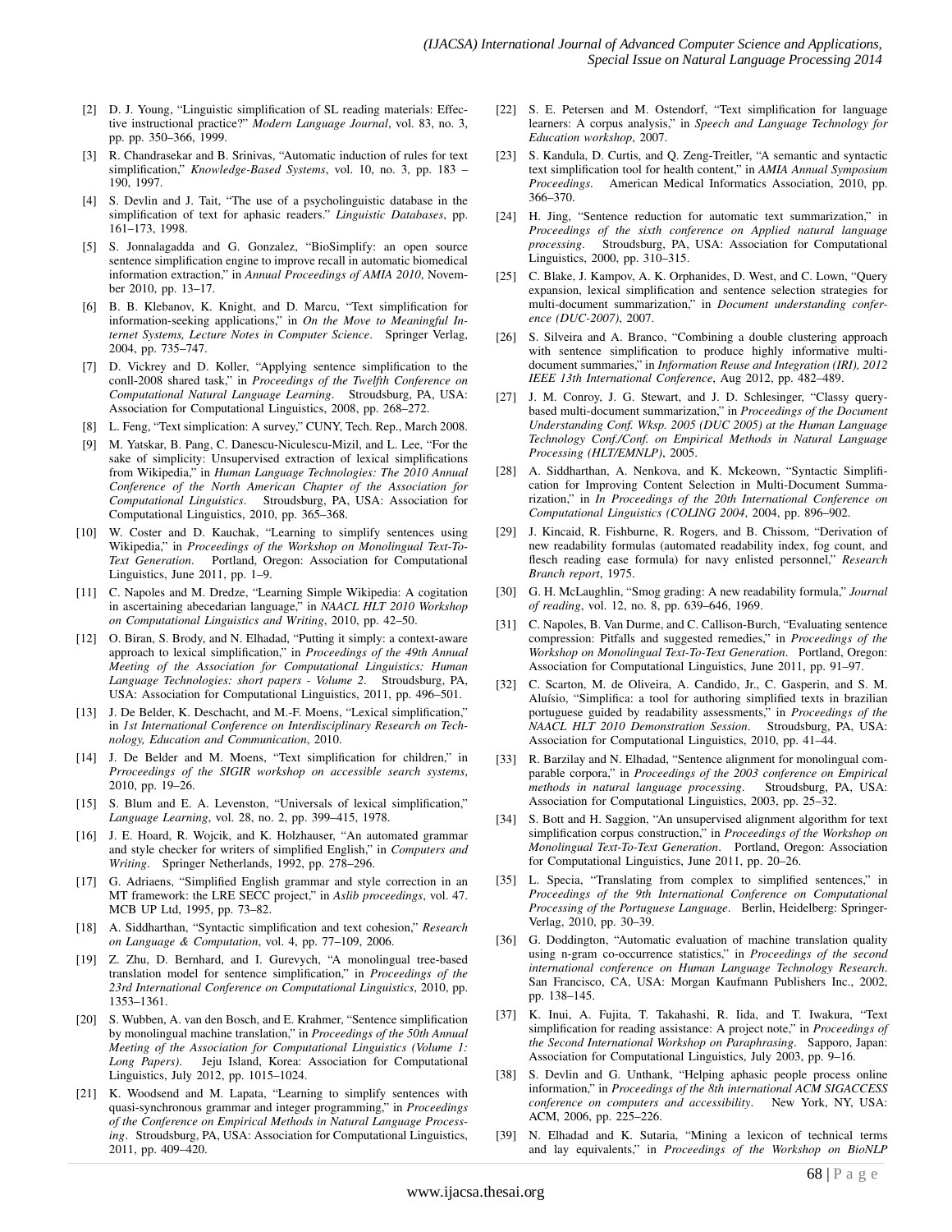[2] D. J. Young, "Linguistic simplification of SL reading materials: Effective instructional practice?" *Modern Language Journal*, vol. 83, no. 3, pp. pp. 350–366, 1999.

[3] R. Chandrasekar and B. Srinivas, "Automatic induction of rules for text simplification," *Knowledge-Based Systems*, vol. 10, no. 3, pp. 183 – 190, 1997.

[4] S. Devlin and J. Tait, "The use of a psycholinguistic database in the simplification of text for aphasic readers." *Linguistic Databases*, pp. 161–173, 1998.

[5] S. Jonnalagadda and G. Gonzalez, "BioSimplify: an open source sentence simplification engine to improve recall in automatic biomedical information extraction," in *Annual Proceedings of AMIA 2010*, November 2010, pp. 13–17.

[6] B. B. Klebanov, K. Knight, and D. Marcu, "Text simplification for information-seeking applications," in *On the Move to Meaningful Internet Systems, Lecture Notes in Computer Science*. Springer Verlag, 2004, pp. 735–747.

[7] D. Vickrey and D. Koller, "Applying sentence simplification to the conll-2008 shared task," in *Proceedings of the Twelfth Conference on Computational Natural Language Learning*. Stroudsburg, PA, USA: Association for Computational Linguistics, 2008, pp. 268–272.

[8] L. Feng, "Text simplication: A survey," CUNY, Tech. Rep., March 2008.

[9] M. Yatskar, B. Pang, C. Danescu-Niculescu-Mizil, and L. Lee, "For the sake of simplicity: Unsupervised extraction of lexical simplifications from Wikipedia," in *Human Language Technologies: The 2010 Annual Conference of the North American Chapter of the Association for Computational Linguistics*. Stroudsburg, PA, USA: Association for Computational Linguistics, 2010, pp. 365–368.

[10] W. Coster and D. Kauchak, "Learning to simplify sentences using Wikipedia," in *Proceedings of the Workshop on Monolingual Text-To-Text Generation*. Portland, Oregon: Association for Computational Linguistics, June 2011, pp. 1–9.

[11] C. Napoles and M. Dredze, "Learning Simple Wikipedia: A cogitation in ascertaining abecedarian language," in *NAACL HLT 2010 Workshop on Computational Linguistics and Writing*, 2010, pp. 42–50.

[12] O. Biran, S. Brody, and N. Elhadad, "Putting it simply: a context-aware approach to lexical simplification," in *Proceedings of the 49th Annual Meeting of the Association for Computational Linguistics: Human Language Technologies: short papers - Volume 2*. Stroudsburg, PA, USA: Association for Computational Linguistics, 2011, pp. 496–501.

[13] J. De Belder, K. Deschacht, and M.-F. Moens, "Lexical simplification," in *1st International Conference on Interdisciplinary Research on Technology, Education and Communication*, 2010.

[14] J. De Belder and M. Moens, "Text simplification for children," in *Prroceedings of the SIGIR workshop on accessible search systems*, 2010, pp. 19–26.

[15] S. Blum and E. A. Levenston, "Universals of lexical simplification," *Language Learning*, vol. 28, no. 2, pp. 399–415, 1978.

[16] J. E. Hoard, R. Wojcik, and K. Holzhauser, "An automated grammar and style checker for writers of simplified English," in *Computers and Writing*. Springer Netherlands, 1992, pp. 278–296.

[17] G. Adriaens, "Simplified English grammar and style correction in an MT framework: the LRE SECC project," in *Aslib proceedings*, vol. 47. MCB UP Ltd, 1995, pp. 73–82.

[18] A. Siddharthan, "Syntactic simplification and text cohesion," *Research on Language & Computation*, vol. 4, pp. 77–109, 2006.

[19] Z. Zhu, D. Bernhard, and I. Gurevych, "A monolingual tree-based translation model for sentence simplification," in *Proceedings of the 23rd International Conference on Computational Linguistics*, 2010, pp. 1353–1361.

[20] S. Wubben, A. van den Bosch, and E. Krahmer, "Sentence simplification by monolingual machine translation," in *Proceedings of the 50th Annual Meeting of the Association for Computational Linguistics (Volume 1: Long Papers)*. Jeju Island, Korea: Association for Computational Linguistics, July 2012, pp. 1015–1024.

[21] K. Woodsend and M. Lapata, "Learning to simplify sentences with quasi-synchronous grammar and integer programming," in *Proceedings of the Conference on Empirical Methods in Natural Language Processing*. Stroudsburg, PA, USA: Association for Computational Linguistics, 2011, pp. 409–420.

[22] S. E. Petersen and M. Ostendorf, "Text simplification for language learners: A corpus analysis," in *Speech and Language Technology for Education workshop*, 2007.

[23] S. Kandula, D. Curtis, and Q. Zeng-Treitler, "A semantic and syntactic text simplification tool for health content," in *AMIA Annual Symposium Proceedings*. American Medical Informatics Association, 2010, pp. 366–370.

[24] H. Jing, "Sentence reduction for automatic text summarization," in *Proceedings of the sixth conference on Applied natural language processing*. Stroudsburg, PA, USA: Association for Computational Linguistics, 2000, pp. 310–315.

[25] C. Blake, J. Kampov, A. K. Orphanides, D. West, and C. Lown, "Query expansion, lexical simplification and sentence selection strategies for multi-document summarization," in *Document understanding conference (DUC-2007)*, 2007.

[26] S. Silveira and A. Branco, "Combining a double clustering approach with sentence simplification to produce highly informative multi-document summaries," in *Information Reuse and Integration (IRI), 2012 IEEE 13th International Conference*, Aug 2012, pp. 482–489.

[27] J. M. Conroy, J. G. Stewart, and J. D. Schlesinger, "Classy query-based multi-document summarization," in *Proceedings of the Document Understanding Conf. Wksp. 2005 (DUC 2005) at the Human Language Technology Conf./Conf. on Empirical Methods in Natural Language Processing (HLT/EMNLP)*, 2005.

[28] A. Siddharthan, A. Nenkova, and K. Mckeown, "Syntactic Simplification for Improving Content Selection in Multi-Document Summarization," in *In Proceedings of the 20th International Conference on Computational Linguistics (COLING 2004*, 2004, pp. 896–902.

[29] J. Kincaid, R. Fishburne, R. Rogers, and B. Chissom, "Derivation of new readability formulas (automated readability index, fog count, and flesch reading ease formula) for navy enlisted personnel," *Research Branch report*, 1975.

[30] G. H. McLaughlin, "Smog grading: A new readability formula," *Journal of reading*, vol. 12, no. 8, pp. 639–646, 1969.

[31] C. Napoles, B. Van Durme, and C. Callison-Burch, "Evaluating sentence compression: Pitfalls and suggested remedies," in *Proceedings of the Workshop on Monolingual Text-To-Text Generation*. Portland, Oregon: Association for Computational Linguistics, June 2011, pp. 91–97.

[32] C. Scarton, M. de Oliveira, A. Candido, Jr., C. Gasperin, and S. M. Aluísio, "Simplifica: a tool for authoring simplified texts in brazilian portuguese guided by readability assessments," in *Proceedings of the NAACL HLT 2010 Demonstration Session*. Stroudsburg, PA, USA: Association for Computational Linguistics, 2010, pp. 41–44.

[33] R. Barzilay and N. Elhadad, "Sentence alignment for monolingual comparable corpora," in *Proceedings of the 2003 conference on Empirical methods in natural language processing*. Stroudsburg, PA, USA: Association for Computational Linguistics, 2003, pp. 25–32.

[34] S. Bott and H. Saggion, "An unsupervised alignment algorithm for text simplification corpus construction," in *Proceedings of the Workshop on Monolingual Text-To-Text Generation*. Portland, Oregon: Association for Computational Linguistics, June 2011, pp. 20–26.

[35] L. Specia, "Translating from complex to simplified sentences," in *Proceedings of the 9th International Conference on Computational Processing of the Portuguese Language*. Berlin, Heidelberg: Springer-Verlag, 2010, pp. 30–39.

[36] G. Doddington, "Automatic evaluation of machine translation quality using n-gram co-occurrence statistics," in *Proceedings of the second international conference on Human Language Technology Research*. San Francisco, CA, USA: Morgan Kaufmann Publishers Inc., 2002, pp. 138–145.

[37] K. Inui, A. Fujita, T. Takahashi, R. Iida, and T. Iwakura, "Text simplification for reading assistance: A project note," in *Proceedings of the Second International Workshop on Paraphrasing*. Sapporo, Japan: Association for Computational Linguistics, July 2003, pp. 9–16.

[38] S. Devlin and G. Unthank, "Helping aphasic people process online information," in *Proceedings of the 8th international ACM SIGACCESS conference on computers and accessibility*. New York, NY, USA: ACM, 2006, pp. 225–226.

[39] N. Elhadad and K. Sutaria, "Mining a lexicon of technical terms and lay equivalents," in *Proceedings of the Workshop on BioNLP*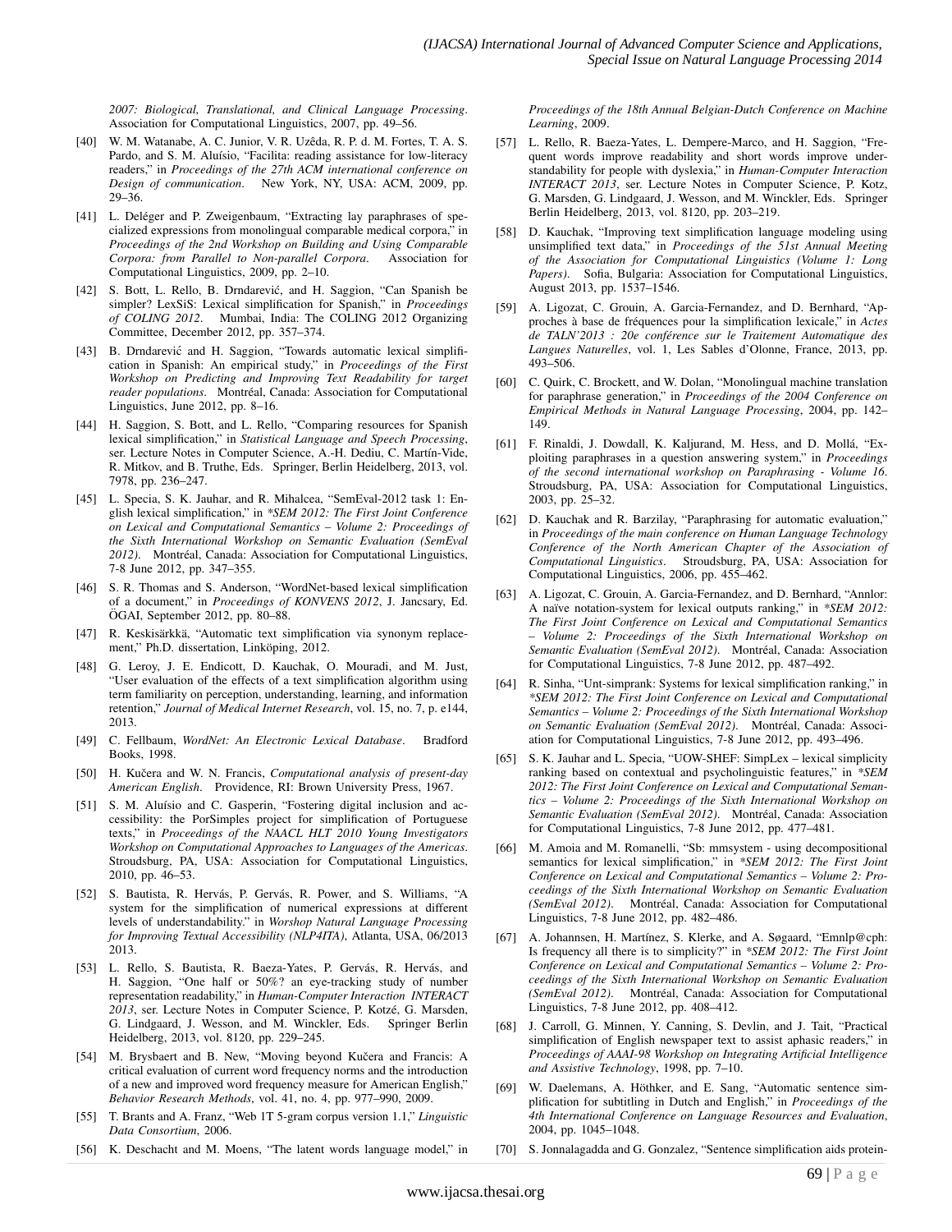*2007: Biological, Translational, and Clinical Language Processing*. Association for Computational Linguistics, 2007, pp. 49–56.

[40] W. M. Watanabe, A. C. Junior, V. R. Uzêda, R. P. d. M. Fortes, T. A. S. Pardo, and S. M. Aluísio, "Facilita: reading assistance for low-literacy readers," in *Proceedings of the 27th ACM international conference on Design of communication*. New York, NY, USA: ACM, 2009, pp. 29–36.

[41] L. Deléger and P. Zweigenbaum, "Extracting lay paraphrases of specialized expressions from monolingual comparable medical corpora," in *Proceedings of the 2nd Workshop on Building and Using Comparable Corpora: from Parallel to Non-parallel Corpora*. Association for Computational Linguistics, 2009, pp. 2–10.

[42] S. Bott, L. Rello, B. Drndarević, and H. Saggion, "Can Spanish be simpler? LexSiS: Lexical simplification for Spanish," in *Proceedings of COLING 2012*. Mumbai, India: The COLING 2012 Organizing Committee, December 2012, pp. 357–374.

[43] B. Drndarević and H. Saggion, "Towards automatic lexical simplification in Spanish: An empirical study," in *Proceedings of the First Workshop on Predicting and Improving Text Readability for target reader populations*. Montréal, Canada: Association for Computational Linguistics, June 2012, pp. 8–16.

[44] H. Saggion, S. Bott, and L. Rello, "Comparing resources for Spanish lexical simplification," in *Statistical Language and Speech Processing*, ser. Lecture Notes in Computer Science, A.-H. Dediu, C. Martín-Vide, R. Mitkov, and B. Truthe, Eds. Springer, Berlin Heidelberg, 2013, vol. 7978, pp. 236–247.

[45] L. Specia, S. K. Jauhar, and R. Mihalcea, "SemEval-2012 task 1: English lexical simplification," in *\*SEM 2012: The First Joint Conference on Lexical and Computational Semantics – Volume 2: Proceedings of the Sixth International Workshop on Semantic Evaluation (SemEval 2012)*. Montréal, Canada: Association for Computational Linguistics, 7-8 June 2012, pp. 347–355.

[46] S. R. Thomas and S. Anderson, "WordNet-based lexical simplification of a document," in *Proceedings of KONVENS 2012*, J. Jancsary, Ed. ÖGAI, September 2012, pp. 80–88.

[47] R. Keskisärkkä, "Automatic text simplification via synonym replacement," Ph.D. dissertation, Linköping, 2012.

[48] G. Leroy, J. E. Endicott, D. Kauchak, O. Mouradi, and M. Just, "User evaluation of the effects of a text simplification algorithm using term familiarity on perception, understanding, learning, and information retention," *Journal of Medical Internet Research*, vol. 15, no. 7, p. e144, 2013.

[49] C. Fellbaum, *WordNet: An Electronic Lexical Database*. Bradford Books, 1998.

[50] H. Kučera and W. N. Francis, *Computational analysis of present-day American English*. Providence, RI: Brown University Press, 1967.

[51] S. M. Aluísio and C. Gasperin, "Fostering digital inclusion and accessibility: the PorSimples project for simplification of Portuguese texts," in *Proceedings of the NAACL HLT 2010 Young Investigators Workshop on Computational Approaches to Languages of the Americas*. Stroudsburg, PA, USA: Association for Computational Linguistics, 2010, pp. 46–53.

[52] S. Bautista, R. Hervás, P. Gervás, R. Power, and S. Williams, "A system for the simplification of numerical expressions at different levels of understandability." in *Worshop Natural Language Processing for Improving Textual Accessibility (NLP4ITA)*, Atlanta, USA, 06/2013 2013.

[53] L. Rello, S. Bautista, R. Baeza-Yates, P. Gervás, R. Hervás, and H. Saggion, "One half or 50%? an eye-tracking study of number representation readability," in *Human-Computer Interaction INTERACT 2013*, ser. Lecture Notes in Computer Science, P. Kotzé, G. Marsden, G. Lindgaard, J. Wesson, and M. Winckler, Eds. Springer Berlin Heidelberg, 2013, vol. 8120, pp. 229–245.

[54] M. Brysbaert and B. New, "Moving beyond Kučera and Francis: A critical evaluation of current word frequency norms and the introduction of a new and improved word frequency measure for American English," *Behavior Research Methods*, vol. 41, no. 4, pp. 977–990, 2009.

[55] T. Brants and A. Franz, "Web 1T 5-gram corpus version 1.1," *Linguistic Data Consortium*, 2006.

[56] K. Deschacht and M. Moens, "The latent words language model," in *Proceedings of the 18th Annual Belgian-Dutch Conference on Machine Learning*, 2009.

[57] L. Rello, R. Baeza-Yates, L. Dempere-Marco, and H. Saggion, "Frequent words improve readability and short words improve understandability for people with dyslexia," in *Human-Computer Interaction INTERACT 2013*, ser. Lecture Notes in Computer Science, P. Kotz, G. Marsden, G. Lindgaard, J. Wesson, and M. Winckler, Eds. Springer Berlin Heidelberg, 2013, vol. 8120, pp. 203–219.

[58] D. Kauchak, "Improving text simplification language modeling using unsimplified text data," in *Proceedings of the 51st Annual Meeting of the Association for Computational Linguistics (Volume 1: Long Papers)*. Sofia, Bulgaria: Association for Computational Linguistics, August 2013, pp. 1537–1546.

[59] A. Ligozat, C. Grouin, A. Garcia-Fernandez, and D. Bernhard, "Approches à base de fréquences pour la simplification lexicale," in *Actes de TALN'2013 : 20e conférence sur le Traitement Automatique des Langues Naturelles*, vol. 1, Les Sables d'Olonne, France, 2013, pp. 493–506.

[60] C. Quirk, C. Brockett, and W. Dolan, "Monolingual machine translation for paraphrase generation," in *Proceedings of the 2004 Conference on Empirical Methods in Natural Language Processing*, 2004, pp. 142–149.

[61] F. Rinaldi, J. Dowdall, K. Kaljurand, M. Hess, and D. Mollá, "Exploiting paraphrases in a question answering system," in *Proceedings of the second international workshop on Paraphrasing - Volume 16*. Stroudsburg, PA, USA: Association for Computational Linguistics, 2003, pp. 25–32.

[62] D. Kauchak and R. Barzilay, "Paraphrasing for automatic evaluation," in *Proceedings of the main conference on Human Language Technology Conference of the North American Chapter of the Association of Computational Linguistics*. Stroudsburg, PA, USA: Association for Computational Linguistics, 2006, pp. 455–462.

[63] A. Ligozat, C. Grouin, A. Garcia-Fernandez, and D. Bernhard, "Annlor: A naïve notation-system for lexical outputs ranking," in *\*SEM 2012: The First Joint Conference on Lexical and Computational Semantics – Volume 2: Proceedings of the Sixth International Workshop on Semantic Evaluation (SemEval 2012)*. Montréal, Canada: Association for Computational Linguistics, 7-8 June 2012, pp. 487–492.

[64] R. Sinha, "Unt-simprank: Systems for lexical simplification ranking," in *\*SEM 2012: The First Joint Conference on Lexical and Computational Semantics – Volume 2: Proceedings of the Sixth International Workshop on Semantic Evaluation (SemEval 2012)*. Montréal, Canada: Association for Computational Linguistics, 7-8 June 2012, pp. 493–496.

[65] S. K. Jauhar and L. Specia, "UOW-SHEF: SimpLex – lexical simplicity ranking based on contextual and psycholinguistic features," in *\*SEM 2012: The First Joint Conference on Lexical and Computational Semantics – Volume 2: Proceedings of the Sixth International Workshop on Semantic Evaluation (SemEval 2012)*. Montréal, Canada: Association for Computational Linguistics, 7-8 June 2012, pp. 477–481.

[66] M. Amoia and M. Romanelli, "Sb: mmsystem - using decompositional semantics for lexical simplification," in *\*SEM 2012: The First Joint Conference on Lexical and Computational Semantics – Volume 2: Proceedings of the Sixth International Workshop on Semantic Evaluation (SemEval 2012)*. Montréal, Canada: Association for Computational Linguistics, 7-8 June 2012, pp. 482–486.

[67] A. Johannsen, H. Martínez, S. Klerke, and A. Søgaard, "Emnlp@cph: Is frequency all there is to simplicity?" in *\*SEM 2012: The First Joint Conference on Lexical and Computational Semantics – Volume 2: Proceedings of the Sixth International Workshop on Semantic Evaluation (SemEval 2012)*. Montréal, Canada: Association for Computational Linguistics, 7-8 June 2012, pp. 408–412.

[68] J. Carroll, G. Minnen, Y. Canning, S. Devlin, and J. Tait, "Practical simplification of English newspaper text to assist aphasic readers," in *Proceedings of AAAI-98 Workshop on Integrating Artificial Intelligence and Assistive Technology*, 1998, pp. 7–10.

[69] W. Daelemans, A. Höthker, and E. Sang, "Automatic sentence simplification for subtitling in Dutch and English," in *Proceedings of the 4th International Conference on Language Resources and Evaluation*, 2004, pp. 1045–1048.

[70] S. Jonnalagadda and G. Gonzalez, "Sentence simplification aids protein-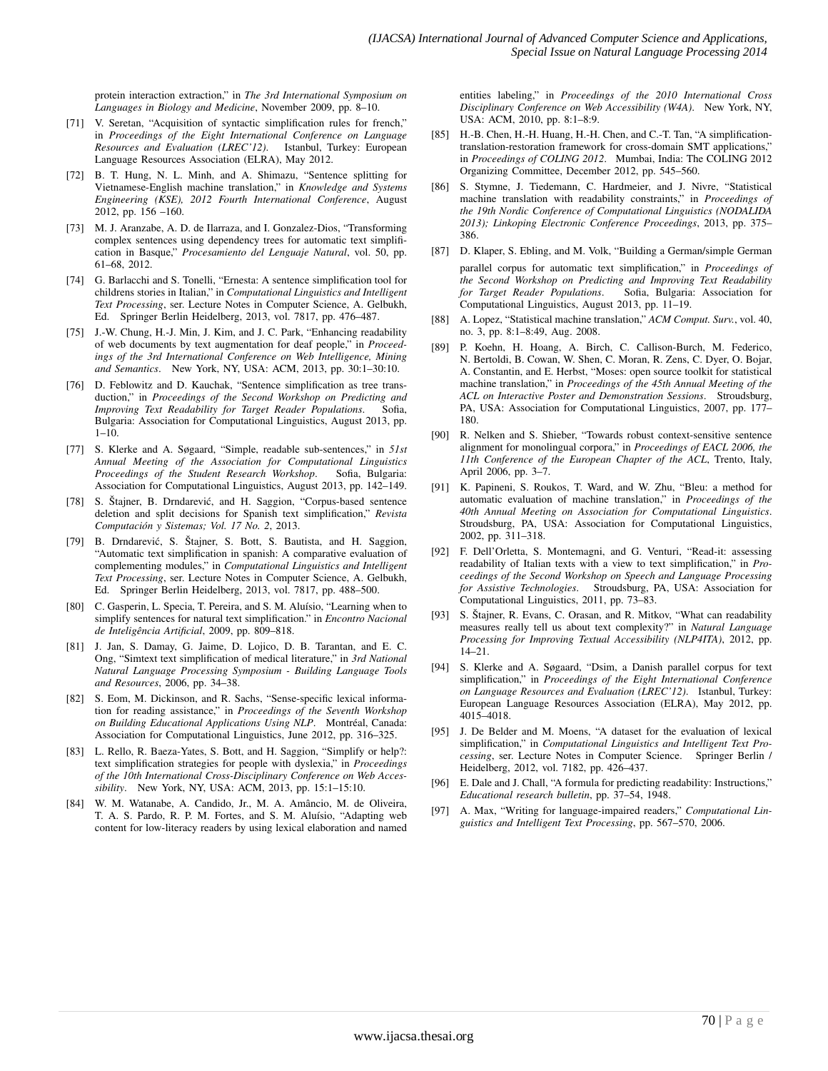protein interaction extraction," in *The 3rd International Symposium on Languages in Biology and Medicine*, November 2009, pp. 8–10.

[71] V. Seretan, "Acquisition of syntactic simplification rules for french," in *Proceedings of the Eight International Conference on Language Resources and Evaluation (LREC'12)*. Istanbul, Turkey: European Language Resources Association (ELRA), May 2012.

[72] B. T. Hung, N. L. Minh, and A. Shimazu, "Sentence splitting for Vietnamese-English machine translation," in *Knowledge and Systems Engineering (KSE), 2012 Fourth International Conference*, August 2012, pp. 156 –160.

[73] M. J. Aranzabe, A. D. de Ilarraza, and I. Gonzalez-Dios, "Transforming complex sentences using dependency trees for automatic text simplification in Basque," *Procesamiento del Lenguaje Natural*, vol. 50, pp. 61–68, 2012.

[74] G. Barlacchi and S. Tonelli, "Ernesta: A sentence simplification tool for childrens stories in Italian," in *Computational Linguistics and Intelligent Text Processing*, ser. Lecture Notes in Computer Science, A. Gelbukh, Ed. Springer Berlin Heidelberg, 2013, vol. 7817, pp. 476–487.

[75] J.-W. Chung, H.-J. Min, J. Kim, and J. C. Park, "Enhancing readability of web documents by text augmentation for deaf people," in *Proceedings of the 3rd International Conference on Web Intelligence, Mining and Semantics*. New York, NY, USA: ACM, 2013, pp. 30:1–30:10.

[76] D. Feblowitz and D. Kauchak, "Sentence simplification as tree transduction," in *Proceedings of the Second Workshop on Predicting and Improving Text Readability for Target Reader Populations*. Sofia, Bulgaria: Association for Computational Linguistics, August 2013, pp. 1–10.

[77] S. Klerke and A. Søgaard, "Simple, readable sub-sentences," in *51st Annual Meeting of the Association for Computational Linguistics Proceedings of the Student Research Workshop*. Sofia, Bulgaria: Association for Computational Linguistics, August 2013, pp. 142–149.

[78] S. Štajner, B. Drndarević, and H. Saggion, "Corpus-based sentence deletion and split decisions for Spanish text simplification," *Revista Computación y Sistemas; Vol. 17 No. 2*, 2013.

[79] B. Drndarević, S. Štajner, S. Bott, S. Bautista, and H. Saggion, "Automatic text simplification in spanish: A comparative evaluation of complementing modules," in *Computational Linguistics and Intelligent Text Processing*, ser. Lecture Notes in Computer Science, A. Gelbukh, Ed. Springer Berlin Heidelberg, 2013, vol. 7817, pp. 488–500.

[80] C. Gasperin, L. Specia, T. Pereira, and S. M. Aluísio, "Learning when to simplify sentences for natural text simplification." in *Encontro Nacional de Inteligência Artificial*, 2009, pp. 809–818.

[81] J. Jan, S. Damay, G. Jaime, D. Lojico, D. B. Tarantan, and E. C. Ong, "Simtext text simplification of medical literature," in *3rd National Natural Language Processing Symposium - Building Language Tools and Resources*, 2006, pp. 34–38.

[82] S. Eom, M. Dickinson, and R. Sachs, "Sense-specific lexical information for reading assistance," in *Proceedings of the Seventh Workshop on Building Educational Applications Using NLP*. Montréal, Canada: Association for Computational Linguistics, June 2012, pp. 316–325.

[83] L. Rello, R. Baeza-Yates, S. Bott, and H. Saggion, "Simplify or help?: text simplification strategies for people with dyslexia," in *Proceedings of the 10th International Cross-Disciplinary Conference on Web Accessibility*. New York, NY, USA: ACM, 2013, pp. 15:1–15:10.

[84] W. M. Watanabe, A. Candido, Jr., M. A. Amâncio, M. de Oliveira, T. A. S. Pardo, R. P. M. Fortes, and S. M. Aluísio, "Adapting web content for low-literacy readers by using lexical elaboration and named entities labeling," in *Proceedings of the 2010 International Cross Disciplinary Conference on Web Accessibility (W4A)*. New York, NY, USA: ACM, 2010, pp. 8:1–8:9.

[85] H.-B. Chen, H.-H. Huang, H.-H. Chen, and C.-T. Tan, "A simplification-translation-restoration framework for cross-domain SMT applications," in *Proceedings of COLING 2012*. Mumbai, India: The COLING 2012 Organizing Committee, December 2012, pp. 545–560.

[86] S. Stymne, J. Tiedemann, C. Hardmeier, and J. Nivre, "Statistical machine translation with readability constraints," in *Proceedings of the 19th Nordic Conference of Computational Linguistics (NODALIDA 2013); Linkoping Electronic Conference Proceedings*, 2013, pp. 375–386.

[87] D. Klaper, S. Ebling, and M. Volk, "Building a German/simple German parallel corpus for automatic text simplification," in *Proceedings of the Second Workshop on Predicting and Improving Text Readability for Target Reader Populations*. Sofia, Bulgaria: Association for Computational Linguistics, August 2013, pp. 11–19.

[88] A. Lopez, "Statistical machine translation," *ACM Comput. Surv.*, vol. 40, no. 3, pp. 8:1–8:49, Aug. 2008.

[89] P. Koehn, H. Hoang, A. Birch, C. Callison-Burch, M. Federico, N. Bertoldi, B. Cowan, W. Shen, C. Moran, R. Zens, C. Dyer, O. Bojar, A. Constantin, and E. Herbst, "Moses: open source toolkit for statistical machine translation," in *Proceedings of the 45th Annual Meeting of the ACL on Interactive Poster and Demonstration Sessions*. Stroudsburg, PA, USA: Association for Computational Linguistics, 2007, pp. 177–180.

[90] R. Nelken and S. Shieber, "Towards robust context-sensitive sentence alignment for monolingual corpora," in *Proceedings of EACL 2006, the 11th Conference of the European Chapter of the ACL*, Trento, Italy, April 2006, pp. 3–7.

[91] K. Papineni, S. Roukos, T. Ward, and W. Zhu, "Bleu: a method for automatic evaluation of machine translation," in *Proceedings of the 40th Annual Meeting on Association for Computational Linguistics*. Stroudsburg, PA, USA: Association for Computational Linguistics, 2002, pp. 311–318.

[92] F. Dell'Orletta, S. Montemagni, and G. Venturi, "Read-it: assessing readability of Italian texts with a view to text simplification," in *Proceedings of the Second Workshop on Speech and Language Processing for Assistive Technologies*. Stroudsburg, PA, USA: Association for Computational Linguistics, 2011, pp. 73–83.

[93] S. Štajner, R. Evans, C. Orasan, and R. Mitkov, "What can readability measures really tell us about text complexity?" in *Natural Language Processing for Improving Textual Accessibility (NLP4ITA)*, 2012, pp. 14–21.

[94] S. Klerke and A. Søgaard, "Dsim, a Danish parallel corpus for text simplification," in *Proceedings of the Eight International Conference on Language Resources and Evaluation (LREC'12)*. Istanbul, Turkey: European Language Resources Association (ELRA), May 2012, pp. 4015–4018.

[95] J. De Belder and M. Moens, "A dataset for the evaluation of lexical simplification," in *Computational Linguistics and Intelligent Text Processing*, ser. Lecture Notes in Computer Science. Springer Berlin / Heidelberg, 2012, vol. 7182, pp. 426–437.

[96] E. Dale and J. Chall, "A formula for predicting readability: Instructions," *Educational research bulletin*, pp. 37–54, 1948.

[97] A. Max, "Writing for language-impaired readers," *Computational Linguistics and Intelligent Text Processing*, pp. 567–570, 2006.